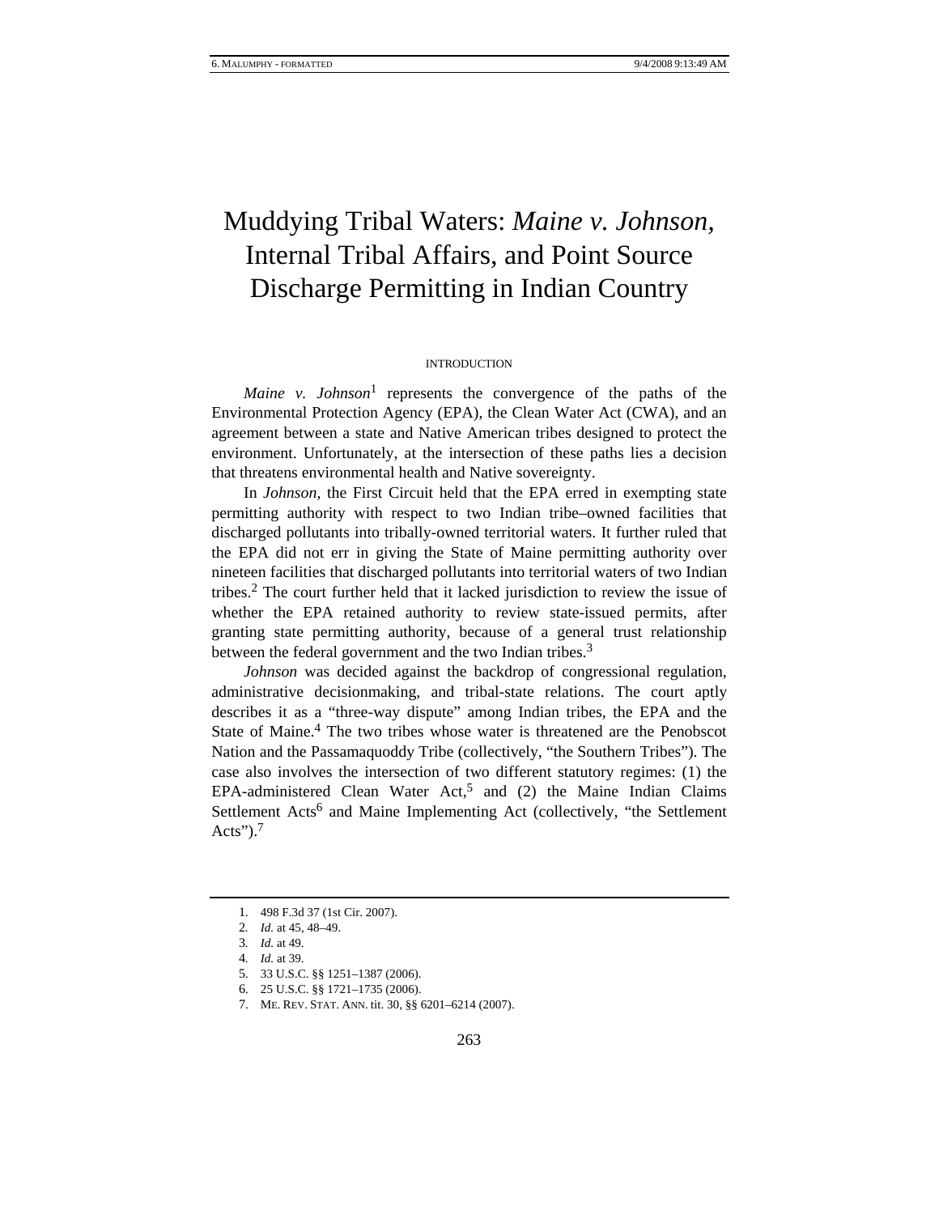# Muddying Tribal Waters: *Maine v. Johnson*, Internal Tribal Affairs, and Point Source Discharge Permitting in Indian Country

## INTRODUCTION

*Maine v. Johnson*[1] represents the convergence of the paths of the Environmental Protection Agency (EPA), the Clean Water Act (CWA), and an agreement between a state and Native American tribes designed to protect the environment. Unfortunately, at the intersection of these paths lies a decision that threatens environmental health and Native sovereignty.

In *Johnson*, the First Circuit held that the EPA erred in exempting state permitting authority with respect to two Indian tribe–owned facilities that discharged pollutants into tribally-owned territorial waters. It further ruled that the EPA did not err in giving the State of Maine permitting authority over nineteen facilities that discharged pollutants into territorial waters of two Indian tribes.[2] The court further held that it lacked jurisdiction to review the issue of whether the EPA retained authority to review state-issued permits, after granting state permitting authority, because of a general trust relationship between the federal government and the two Indian tribes.[3]

*Johnson* was decided against the backdrop of congressional regulation, administrative decisionmaking, and tribal-state relations. The court aptly describes it as a "three-way dispute" among Indian tribes, the EPA and the State of Maine.[4] The two tribes whose water is threatened are the Penobscot Nation and the Passamaquoddy Tribe (collectively, "the Southern Tribes"). The case also involves the intersection of two different statutory regimes: (1) the EPA-administered Clean Water Act,[5] and (2) the Maine Indian Claims Settlement Acts[6] and Maine Implementing Act (collectively, "the Settlement Acts").[7]

---

1. 498 F.3d 37 (1st Cir. 2007).
2. *Id.* at 45, 48–49.
3. *Id.* at 49.
4. *Id.* at 39.
5. 33 U.S.C. §§ 1251–1387 (2006).
6. 25 U.S.C. §§ 1721–1735 (2006).
7. ME. REV. STAT. ANN. tit. 30, §§ 6201–6214 (2007).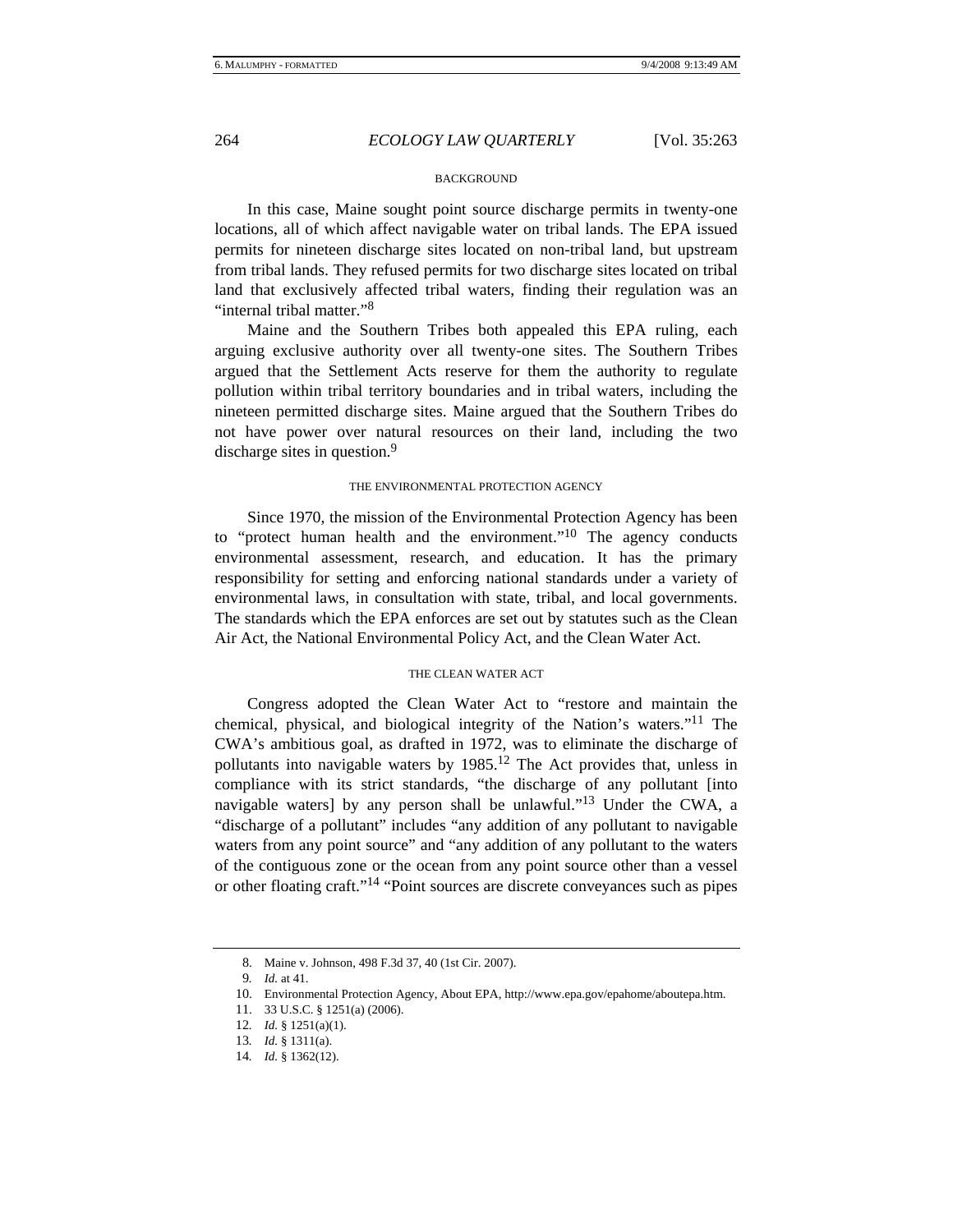## BACKGROUND

In this case, Maine sought point source discharge permits in twenty-one locations, all of which affect navigable water on tribal lands. The EPA issued permits for nineteen discharge sites located on non-tribal land, but upstream from tribal lands. They refused permits for two discharge sites located on tribal land that exclusively affected tribal waters, finding their regulation was an "internal tribal matter."[8]

Maine and the Southern Tribes both appealed this EPA ruling, each arguing exclusive authority over all twenty-one sites. The Southern Tribes argued that the Settlement Acts reserve for them the authority to regulate pollution within tribal territory boundaries and in tribal waters, including the nineteen permitted discharge sites. Maine argued that the Southern Tribes do not have power over natural resources on their land, including the two discharge sites in question.[9]

## THE ENVIRONMENTAL PROTECTION AGENCY

Since 1970, the mission of the Environmental Protection Agency has been to "protect human health and the environment."[10] The agency conducts environmental assessment, research, and education. It has the primary responsibility for setting and enforcing national standards under a variety of environmental laws, in consultation with state, tribal, and local governments. The standards which the EPA enforces are set out by statutes such as the Clean Air Act, the National Environmental Policy Act, and the Clean Water Act.

## THE CLEAN WATER ACT

Congress adopted the Clean Water Act to "restore and maintain the chemical, physical, and biological integrity of the Nation's waters."[11] The CWA's ambitious goal, as drafted in 1972, was to eliminate the discharge of pollutants into navigable waters by 1985.[12] The Act provides that, unless in compliance with its strict standards, "the discharge of any pollutant [into navigable waters] by any person shall be unlawful."[13] Under the CWA, a "discharge of a pollutant" includes "any addition of any pollutant to navigable waters from any point source" and "any addition of any pollutant to the waters of the contiguous zone or the ocean from any point source other than a vessel or other floating craft."[14] "Point sources are discrete conveyances such as pipes

---

8. Maine v. Johnson, 498 F.3d 37, 40 (1st Cir. 2007).

9. *Id.* at 41.

10. Environmental Protection Agency, About EPA, http://www.epa.gov/epahome/aboutepa.htm.

11. 33 U.S.C. § 1251(a) (2006).

12. *Id.* § 1251(a)(1).

13. *Id.* § 1311(a).

14. *Id.* § 1362(12).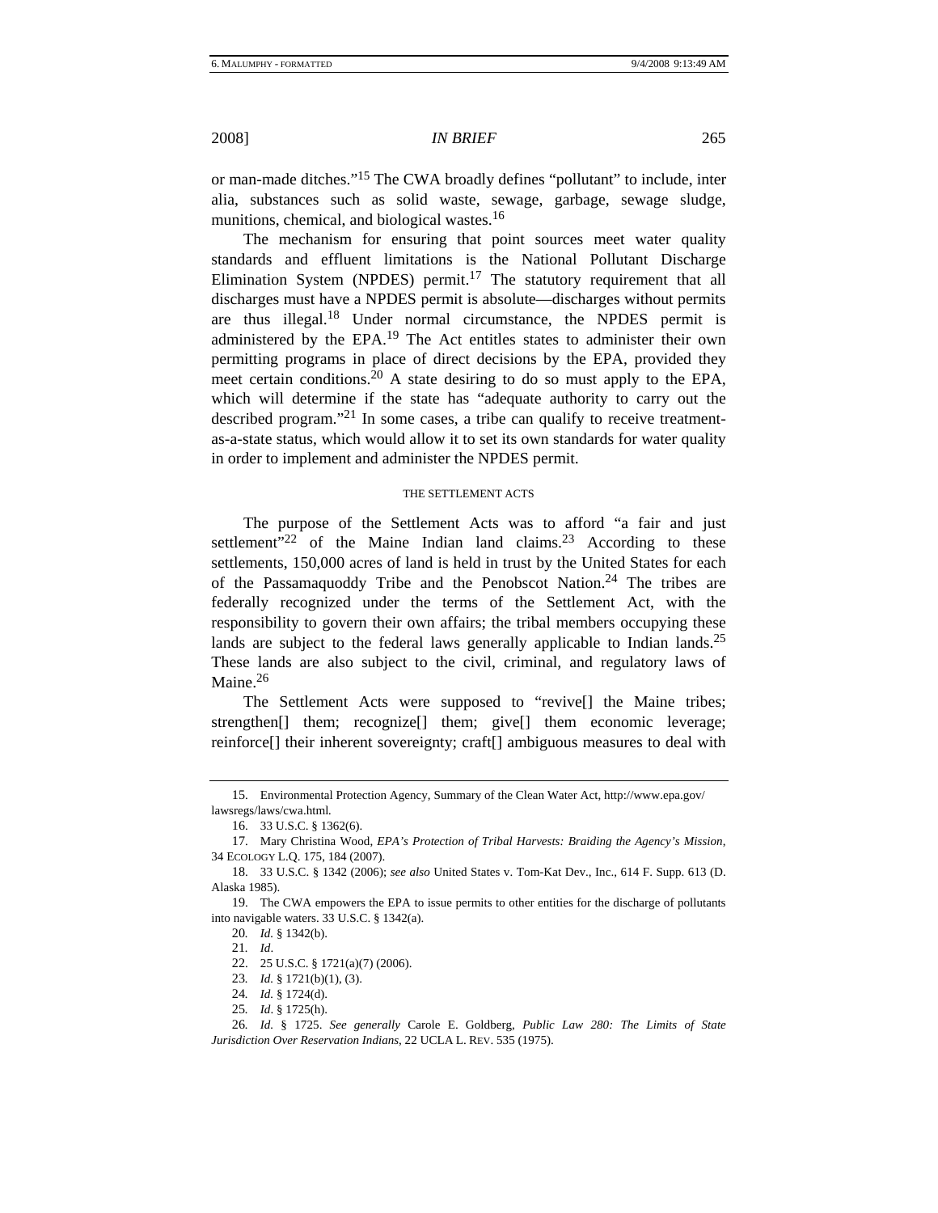or man-made ditches."[15] The CWA broadly defines "pollutant" to include, inter alia, substances such as solid waste, sewage, garbage, sewage sludge, munitions, chemical, and biological wastes.[16]

The mechanism for ensuring that point sources meet water quality standards and effluent limitations is the National Pollutant Discharge Elimination System (NPDES) permit.[17] The statutory requirement that all discharges must have a NPDES permit is absolute—discharges without permits are thus illegal.[18] Under normal circumstance, the NPDES permit is administered by the EPA.[19] The Act entitles states to administer their own permitting programs in place of direct decisions by the EPA, provided they meet certain conditions.[20] A state desiring to do so must apply to the EPA, which will determine if the state has "adequate authority to carry out the described program."[21] In some cases, a tribe can qualify to receive treatment-as-a-state status, which would allow it to set its own standards for water quality in order to implement and administer the NPDES permit.

## THE SETTLEMENT ACTS

The purpose of the Settlement Acts was to afford "a fair and just settlement"[22] of the Maine Indian land claims.[23] According to these settlements, 150,000 acres of land is held in trust by the United States for each of the Passamaquoddy Tribe and the Penobscot Nation.[24] The tribes are federally recognized under the terms of the Settlement Act, with the responsibility to govern their own affairs; the tribal members occupying these lands are subject to the federal laws generally applicable to Indian lands.[25] These lands are also subject to the civil, criminal, and regulatory laws of Maine.[26]

The Settlement Acts were supposed to "revive[] the Maine tribes; strengthen[] them; recognize[] them; give[] them economic leverage; reinforce[] their inherent sovereignty; craft[] ambiguous measures to deal with

---

15. Environmental Protection Agency, Summary of the Clean Water Act, http://www.epa.gov/lawsregs/laws/cwa.html.

16. 33 U.S.C. § 1362(6).

17. Mary Christina Wood, *EPA's Protection of Tribal Harvests: Braiding the Agency's Mission*, 34 ECOLOGY L.Q. 175, 184 (2007).

18. 33 U.S.C. § 1342 (2006); *see also* United States v. Tom-Kat Dev., Inc., 614 F. Supp. 613 (D. Alaska 1985).

19. The CWA empowers the EPA to issue permits to other entities for the discharge of pollutants into navigable waters. 33 U.S.C. § 1342(a).

20. *Id.* § 1342(b).

21. *Id*.

22. 25 U.S.C. § 1721(a)(7) (2006).

23. *Id.* § 1721(b)(1), (3).

24. *Id.* § 1724(d).

25. *Id*. § 1725(h).

26. *Id.* § 1725. *See generally* Carole E. Goldberg, *Public Law 280: The Limits of State Jurisdiction Over Reservation Indians*, 22 UCLA L. REV. 535 (1975).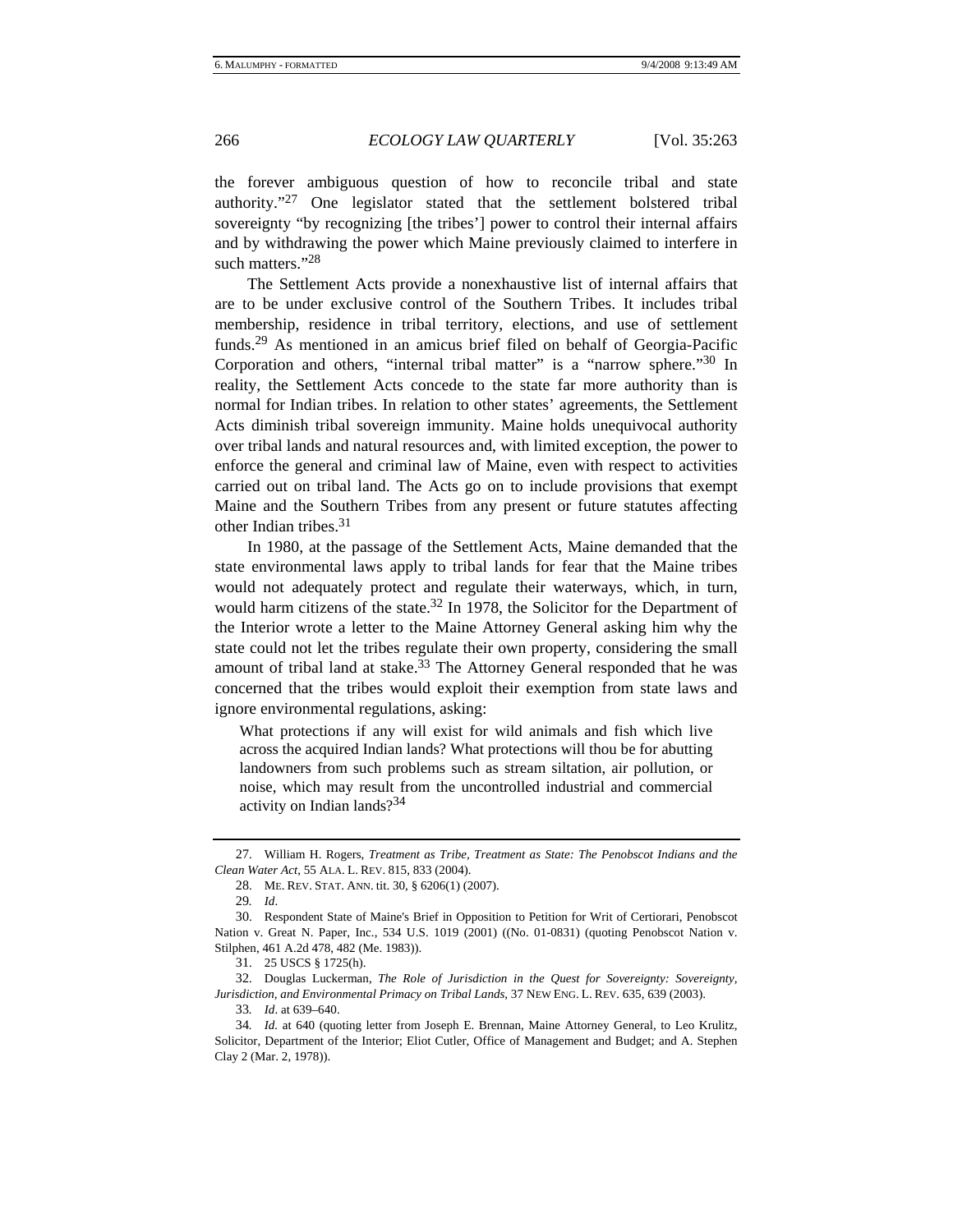the forever ambiguous question of how to reconcile tribal and state authority."[27] One legislator stated that the settlement bolstered tribal sovereignty "by recognizing [the tribes'] power to control their internal affairs and by withdrawing the power which Maine previously claimed to interfere in such matters."[28]

The Settlement Acts provide a nonexhaustive list of internal affairs that are to be under exclusive control of the Southern Tribes. It includes tribal membership, residence in tribal territory, elections, and use of settlement funds.[29] As mentioned in an amicus brief filed on behalf of Georgia-Pacific Corporation and others, "internal tribal matter" is a "narrow sphere."[30] In reality, the Settlement Acts concede to the state far more authority than is normal for Indian tribes. In relation to other states' agreements, the Settlement Acts diminish tribal sovereign immunity. Maine holds unequivocal authority over tribal lands and natural resources and, with limited exception, the power to enforce the general and criminal law of Maine, even with respect to activities carried out on tribal land. The Acts go on to include provisions that exempt Maine and the Southern Tribes from any present or future statutes affecting other Indian tribes.[31]

In 1980, at the passage of the Settlement Acts, Maine demanded that the state environmental laws apply to tribal lands for fear that the Maine tribes would not adequately protect and regulate their waterways, which, in turn, would harm citizens of the state.[32] In 1978, the Solicitor for the Department of the Interior wrote a letter to the Maine Attorney General asking him why the state could not let the tribes regulate their own property, considering the small amount of tribal land at stake.[33] The Attorney General responded that he was concerned that the tribes would exploit their exemption from state laws and ignore environmental regulations, asking:

> What protections if any will exist for wild animals and fish which live across the acquired Indian lands? What protections will thou be for abutting landowners from such problems such as stream siltation, air pollution, or noise, which may result from the uncontrolled industrial and commercial activity on Indian lands?[34]

---

27. William H. Rogers, *Treatment as Tribe, Treatment as State: The Penobscot Indians and the Clean Water Act*, 55 ALA. L. REV. 815, 833 (2004).

28. ME. REV. STAT. ANN. tit. 30, § 6206(1) (2007).

29. *Id*.

30. Respondent State of Maine's Brief in Opposition to Petition for Writ of Certiorari, Penobscot Nation v. Great N. Paper, Inc., 534 U.S. 1019 (2001) ((No. 01-0831) (quoting Penobscot Nation v. Stilphen, 461 A.2d 478, 482 (Me. 1983)).

31. 25 USCS § 1725(h).

32. Douglas Luckerman, *The Role of Jurisdiction in the Quest for Sovereignty: Sovereignty, Jurisdiction, and Environmental Primacy on Tribal Lands*, 37 NEW ENG. L. REV. 635, 639 (2003).

33. *Id*. at 639–640.

34. *Id.* at 640 (quoting letter from Joseph E. Brennan, Maine Attorney General, to Leo Krulitz, Solicitor, Department of the Interior; Eliot Cutler, Office of Management and Budget; and A. Stephen Clay 2 (Mar. 2, 1978)).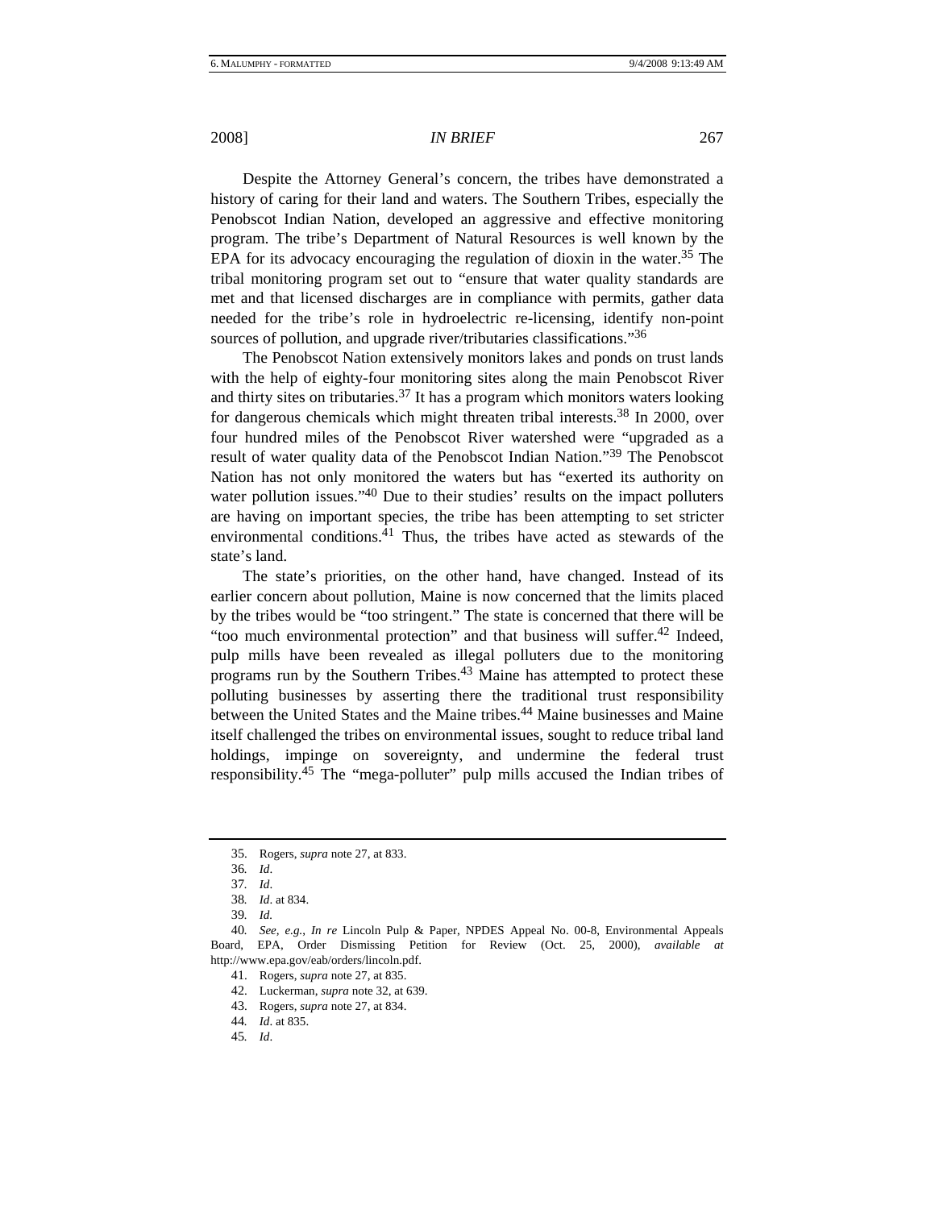Despite the Attorney General's concern, the tribes have demonstrated a history of caring for their land and waters. The Southern Tribes, especially the Penobscot Indian Nation, developed an aggressive and effective monitoring program. The tribe's Department of Natural Resources is well known by the EPA for its advocacy encouraging the regulation of dioxin in the water.[35] The tribal monitoring program set out to "ensure that water quality standards are met and that licensed discharges are in compliance with permits, gather data needed for the tribe's role in hydroelectric re-licensing, identify non-point sources of pollution, and upgrade river/tributaries classifications."[36]

The Penobscot Nation extensively monitors lakes and ponds on trust lands with the help of eighty-four monitoring sites along the main Penobscot River and thirty sites on tributaries.[37] It has a program which monitors waters looking for dangerous chemicals which might threaten tribal interests.[38] In 2000, over four hundred miles of the Penobscot River watershed were "upgraded as a result of water quality data of the Penobscot Indian Nation."[39] The Penobscot Nation has not only monitored the waters but has "exerted its authority on water pollution issues."[40] Due to their studies' results on the impact polluters are having on important species, the tribe has been attempting to set stricter environmental conditions.[41] Thus, the tribes have acted as stewards of the state's land.

The state's priorities, on the other hand, have changed. Instead of its earlier concern about pollution, Maine is now concerned that the limits placed by the tribes would be "too stringent." The state is concerned that there will be "too much environmental protection" and that business will suffer.[42] Indeed, pulp mills have been revealed as illegal polluters due to the monitoring programs run by the Southern Tribes.[43] Maine has attempted to protect these polluting businesses by asserting there the traditional trust responsibility between the United States and the Maine tribes.[44] Maine businesses and Maine itself challenged the tribes on environmental issues, sought to reduce tribal land holdings, impinge on sovereignty, and undermine the federal trust responsibility.[45] The "mega-polluter" pulp mills accused the Indian tribes of

---

35. Rogers, *supra* note 27, at 833.

36. *Id*.

37. *Id*.

38. *Id*. at 834.

39. *Id.*

40. *See, e.g.*, *In re* Lincoln Pulp & Paper, NPDES Appeal No. 00-8, Environmental Appeals Board, EPA, Order Dismissing Petition for Review (Oct. 25, 2000), *available at* http://www.epa.gov/eab/orders/lincoln.pdf.

41. Rogers, *supra* note 27, at 835.

42. Luckerman, *supra* note 32, at 639.

43. Rogers, *supra* note 27, at 834.

44. *Id*. at 835.

45. *Id*.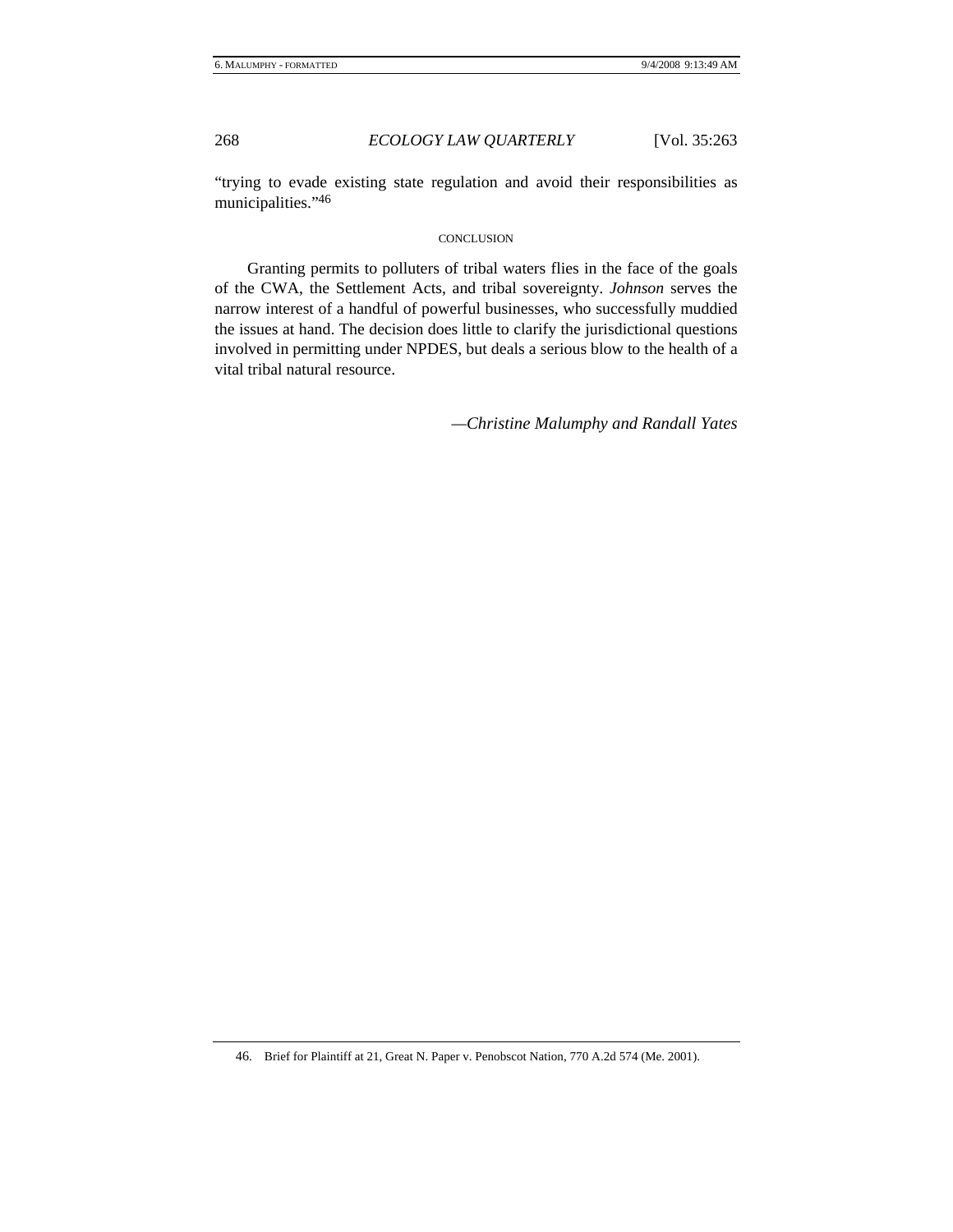"trying to evade existing state regulation and avoid their responsibilities as municipalities."[46]

## CONCLUSION

Granting permits to polluters of tribal waters flies in the face of the goals of the CWA, the Settlement Acts, and tribal sovereignty. *Johnson* serves the narrow interest of a handful of powerful businesses, who successfully muddied the issues at hand. The decision does little to clarify the jurisdictional questions involved in permitting under NPDES, but deals a serious blow to the health of a vital tribal natural resource.

*—Christine Malumphy and Randall Yates*

46. Brief for Plaintiff at 21, Great N. Paper v. Penobscot Nation, 770 A.2d 574 (Me. 2001).